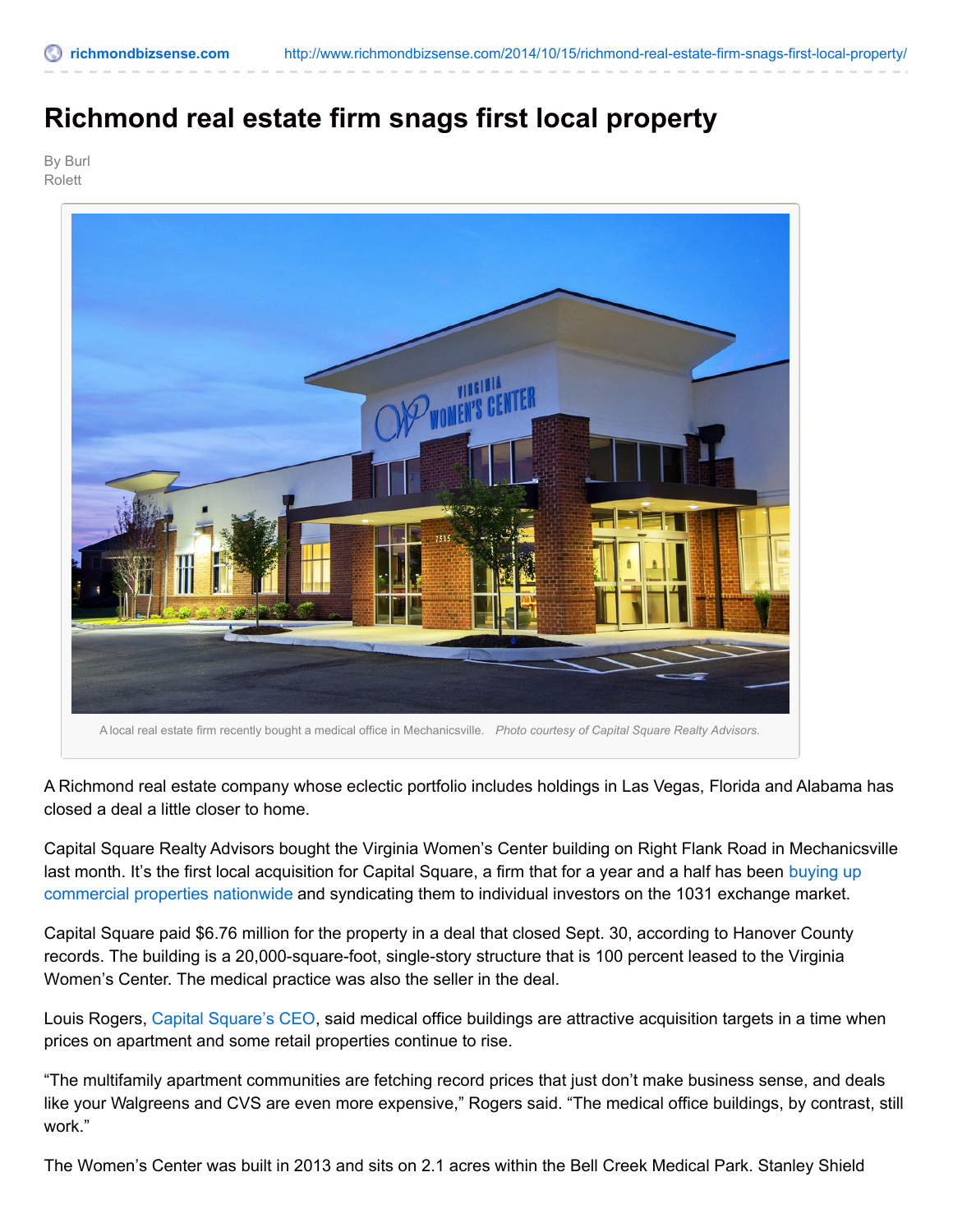# Richmond real estate firm snags first local property

By Burl Rolett

A local real estate firm recently bought a medical office in Mechanicsville. *Photo courtesy of Capital Square Realty Advisors.*

A Richmond real estate company whose eclectic portfolio includes holdings in Las Vegas, Florida and Alabama has closed a deal a little closer to home.

Capital Square Realty Advisors bought the Virginia Women's Center building on Right Flank Road in Mechanicsville last month. It's the first local acquisition for Capital Square, a firm that for a year and a half has been buying up commercial properties nationwide and syndicating them to individual investors on the 1031 exchange market.

Capital Square paid $6.76 million for the property in a deal that closed Sept. 30, according to Hanover County records. The building is a 20,000-square-foot, single-story structure that is 100 percent leased to the Virginia Women's Center. The medical practice was also the seller in the deal.

Louis Rogers, Capital Square's CEO, said medical office buildings are attractive acquisition targets in a time when prices on apartment and some retail properties continue to rise.

"The multifamily apartment communities are fetching record prices that just don't make business sense, and deals like your Walgreens and CVS are even more expensive," Rogers said. "The medical office buildings, by contrast, still work."

The Women's Center was built in 2013 and sits on 2.1 acres within the Bell Creek Medical Park. Stanley Shield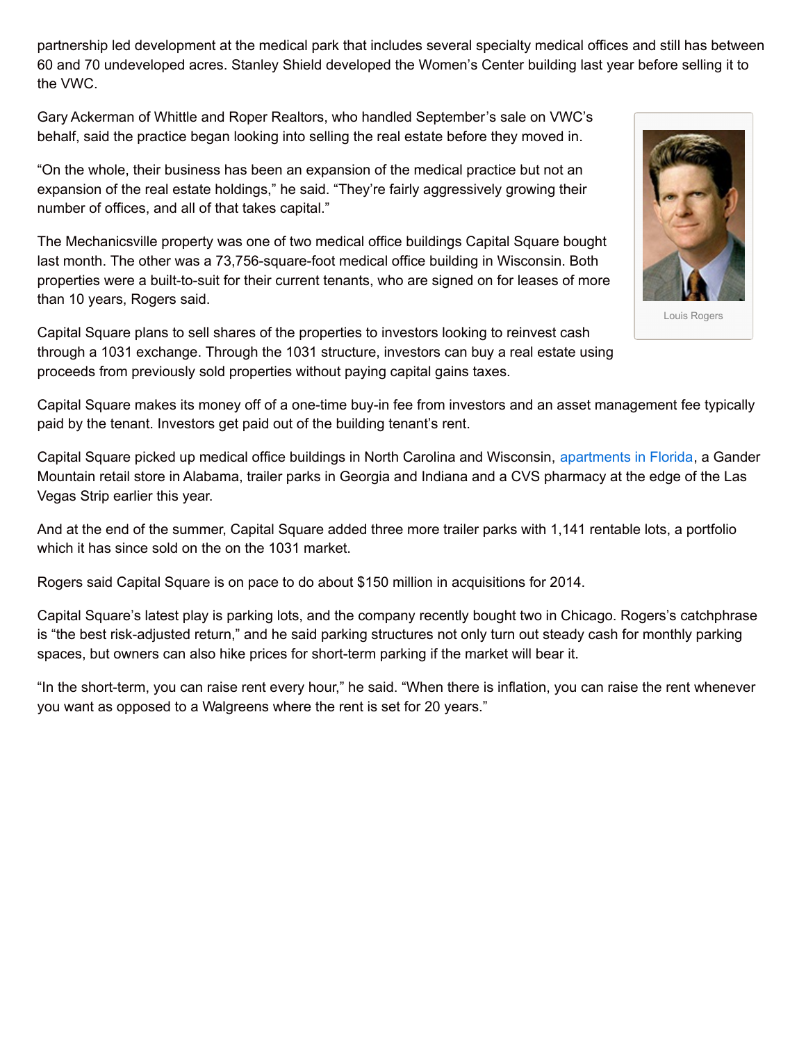partnership led development at the medical park that includes several specialty medical offices and still has between 60 and 70 undeveloped acres. Stanley Shield developed the Women's Center building last year before selling it to the VWC.

Gary Ackerman of Whittle and Roper Realtors, who handled September's sale on VWC's behalf, said the practice began looking into selling the real estate before they moved in.

"On the whole, their business has been an expansion of the medical practice but not an expansion of the real estate holdings," he said. "They're fairly aggressively growing their number of offices, and all of that takes capital."

The Mechanicsville property was one of two medical office buildings Capital Square bought last month. The other was a 73,756-square-foot medical office building in Wisconsin. Both properties were a built-to-suit for their current tenants, who are signed on for leases of more than 10 years, Rogers said.

Louis Rogers

Capital Square plans to sell shares of the properties to investors looking to reinvest cash through a 1031 exchange. Through the 1031 structure, investors can buy a real estate using proceeds from previously sold properties without paying capital gains taxes.

Capital Square makes its money off of a one-time buy-in fee from investors and an asset management fee typically paid by the tenant. Investors get paid out of the building tenant's rent.

Capital Square picked up medical office buildings in North Carolina and Wisconsin, apartments in Florida, a Gander Mountain retail store in Alabama, trailer parks in Georgia and Indiana and a CVS pharmacy at the edge of the Las Vegas Strip earlier this year.

And at the end of the summer, Capital Square added three more trailer parks with 1,141 rentable lots, a portfolio which it has since sold on the on the 1031 market.

Rogers said Capital Square is on pace to do about $150 million in acquisitions for 2014.

Capital Square's latest play is parking lots, and the company recently bought two in Chicago. Rogers's catchphrase is "the best risk-adjusted return," and he said parking structures not only turn out steady cash for monthly parking spaces, but owners can also hike prices for short-term parking if the market will bear it.

"In the short-term, you can raise rent every hour," he said. "When there is inflation, you can raise the rent whenever you want as opposed to a Walgreens where the rent is set for 20 years."